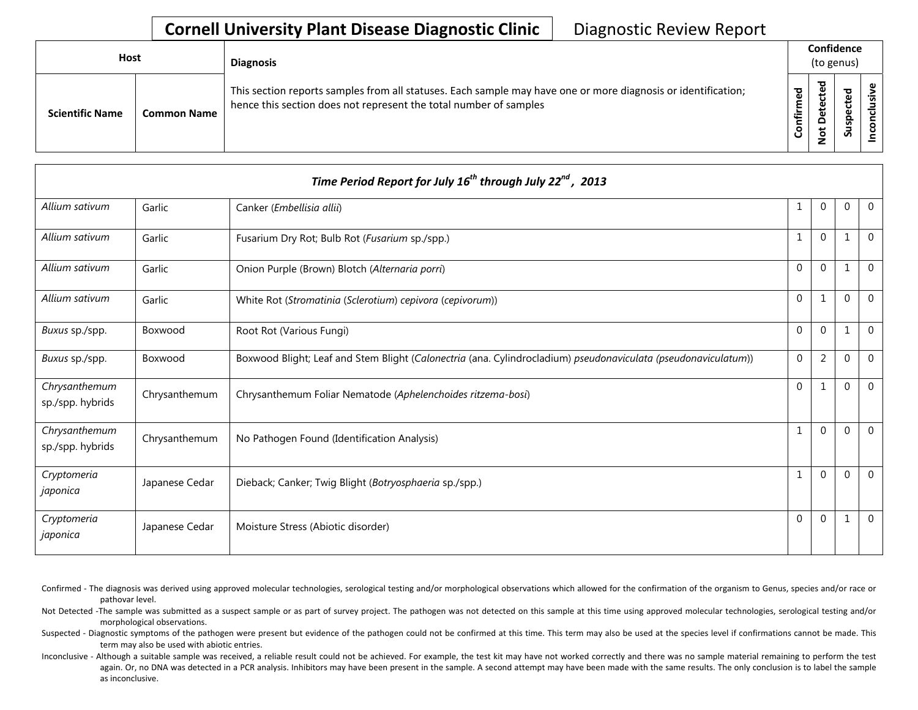# Cornell University Plant Disease Diagnostic Clinic

Diagnostic Review Report

| Host | | Diagnosis | Confidence (to genus) | | | |
|---|---|---|---|---|---|---|
| Scientific Name | Common Name | This section reports samples from all statuses. Each sample may have one or more diagnosis or identification; hence this section does not represent the total number of samples | Confirmed | Not Detected | Suspected | Inconclusive |

| *Time Period Report for July 16th through July 22nd, 2013* | | | | | | |
|---|---|---|---|---|---|---|
| *Allium sativum* | Garlic | Canker (*Embellisia allii*) | 1 | 0 | 0 | 0 |
| *Allium sativum* | Garlic | Fusarium Dry Rot; Bulb Rot (*Fusarium* sp./spp.) | 1 | 0 | 1 | 0 |
| *Allium sativum* | Garlic | Onion Purple (Brown) Blotch (*Alternaria porri*) | 0 | 0 | 1 | 0 |
| *Allium sativum* | Garlic | White Rot (*Stromatinia* (*Sclerotium*) *cepivora* (*cepivorum*)) | 0 | 1 | 0 | 0 |
| *Buxus* sp./spp. | Boxwood | Root Rot (Various Fungi) | 0 | 0 | 1 | 0 |
| *Buxus* sp./spp. | Boxwood | Boxwood Blight; Leaf and Stem Blight (*Calonectria* (ana. Cylindrocladium) *pseudonaviculata (pseudonaviculatum)*) | 0 | 2 | 0 | 0 |
| *Chrysanthemum* sp./spp. hybrids | Chrysanthemum | Chrysanthemum Foliar Nematode (*Aphelenchoides ritzema-bosi*) | 0 | 1 | 0 | 0 |
| *Chrysanthemum* sp./spp. hybrids | Chrysanthemum | No Pathogen Found (Identification Analysis) | 1 | 0 | 0 | 0 |
| *Cryptomeria japonica* | Japanese Cedar | Dieback; Canker; Twig Blight (*Botryosphaeria* sp./spp.) | 1 | 0 | 0 | 0 |
| *Cryptomeria japonica* | Japanese Cedar | Moisture Stress (Abiotic disorder) | 0 | 0 | 1 | 0 |

Confirmed - The diagnosis was derived using approved molecular technologies, serological testing and/or morphological observations which allowed for the confirmation of the organism to Genus, species and/or race or pathovar level.

Not Detected -The sample was submitted as a suspect sample or as part of survey project. The pathogen was not detected on this sample at this time using approved molecular technologies, serological testing and/or morphological observations.

Suspected - Diagnostic symptoms of the pathogen were present but evidence of the pathogen could not be confirmed at this time. This term may also be used at the species level if confirmations cannot be made. This term may also be used with abiotic entries.

Inconclusive - Although a suitable sample was received, a reliable result could not be achieved. For example, the test kit may have not worked correctly and there was no sample material remaining to perform the test again. Or, no DNA was detected in a PCR analysis. Inhibitors may have been present in the sample. A second attempt may have been made with the same results. The only conclusion is to label the sample as inconclusive.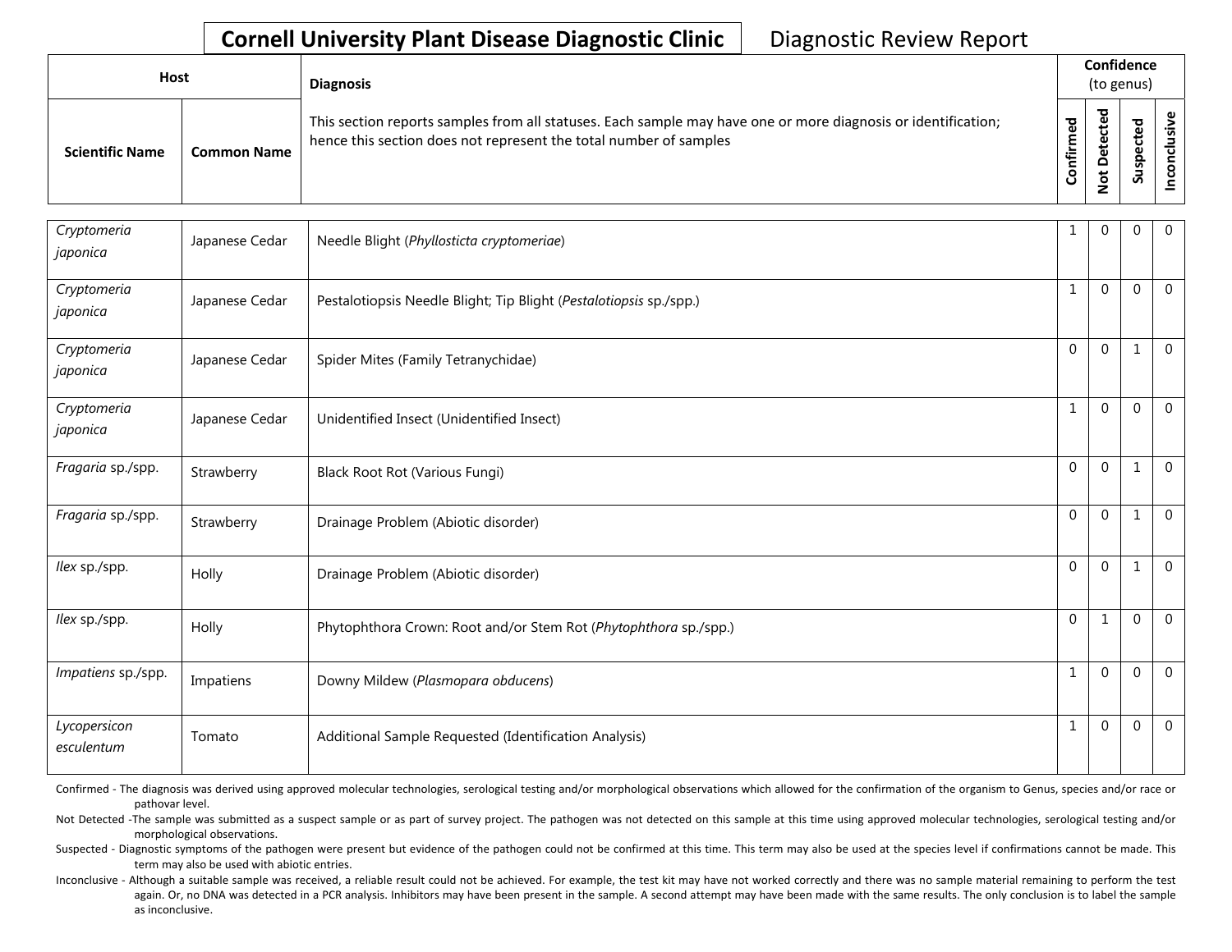**Cornell University Plant Disease Diagnostic Clinic** Diagnostic Review Report

| Host | | Diagnosis | Confidence (to genus) | | | |
|---|---|---|---|---|---|---|
| Scientific Name | Common Name | This section reports samples from all statuses. Each sample may have one or more diagnosis or identification; hence this section does not represent the total number of samples | Confirmed | Not Detected | Suspected | Inconclusive |
| *Cryptomeria japonica* | Japanese Cedar | Needle Blight (*Phyllosticta cryptomeriae*) | 1 | 0 | 0 | 0 |
| *Cryptomeria japonica* | Japanese Cedar | Pestalotiopsis Needle Blight; Tip Blight (*Pestalotiopsis* sp./spp.) | 1 | 0 | 0 | 0 |
| *Cryptomeria japonica* | Japanese Cedar | Spider Mites (Family Tetranychidae) | 0 | 0 | 1 | 0 |
| *Cryptomeria japonica* | Japanese Cedar | Unidentified Insect (Unidentified Insect) | 1 | 0 | 0 | 0 |
| *Fragaria* sp./spp. | Strawberry | Black Root Rot (Various Fungi) | 0 | 0 | 1 | 0 |
| *Fragaria* sp./spp. | Strawberry | Drainage Problem (Abiotic disorder) | 0 | 0 | 1 | 0 |
| *Ilex* sp./spp. | Holly | Drainage Problem (Abiotic disorder) | 0 | 0 | 1 | 0 |
| *Ilex* sp./spp. | Holly | Phytophthora Crown: Root and/or Stem Rot (*Phytophthora* sp./spp.) | 0 | 1 | 0 | 0 |
| *Impatiens* sp./spp. | Impatiens | Downy Mildew (*Plasmopara obducens*) | 1 | 0 | 0 | 0 |
| *Lycopersicon esculentum* | Tomato | Additional Sample Requested (Identification Analysis) | 1 | 0 | 0 | 0 |

Confirmed - The diagnosis was derived using approved molecular technologies, serological testing and/or morphological observations which allowed for the confirmation of the organism to Genus, species and/or race or pathovar level.

Not Detected -The sample was submitted as a suspect sample or as part of survey project. The pathogen was not detected on this sample at this time using approved molecular technologies, serological testing and/or morphological observations.

Suspected - Diagnostic symptoms of the pathogen were present but evidence of the pathogen could not be confirmed at this time. This term may also be used at the species level if confirmations cannot be made. This term may also be used with abiotic entries.

Inconclusive - Although a suitable sample was received, a reliable result could not be achieved. For example, the test kit may have not worked correctly and there was no sample material remaining to perform the test again. Or, no DNA was detected in a PCR analysis. Inhibitors may have been present in the sample. A second attempt may have been made with the same results. The only conclusion is to label the sample as inconclusive.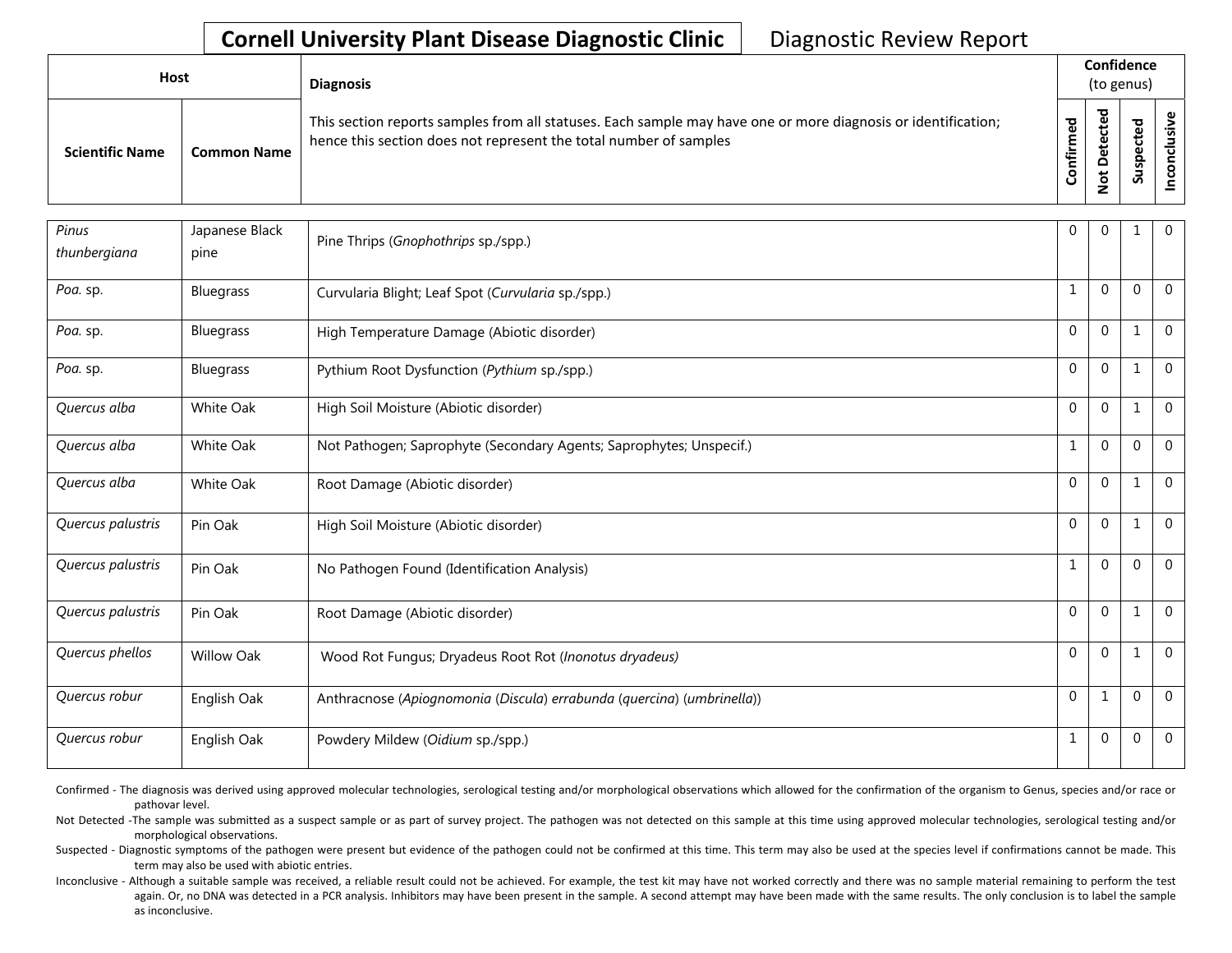# Cornell University Plant Disease Diagnostic Clinic

Diagnostic Review Report

| Host | | Diagnosis | Confidence (to genus) | | | |
|---|---|---|---|---|---|---|
| **Scientific Name** | **Common Name** | This section reports samples from all statuses. Each sample may have one or more diagnosis or identification; hence this section does not represent the total number of samples | **Confirmed** | **Not Detected** | **Suspected** | **Inconclusive** |
| *Pinus thunbergiana* | Japanese Black pine | Pine Thrips (*Gnophothrips* sp./spp.) | 0 | 0 | 1 | 0 |
| *Poa.* sp. | Bluegrass | Curvularia Blight; Leaf Spot (*Curvularia* sp./spp.) | 1 | 0 | 0 | 0 |
| *Poa.* sp. | Bluegrass | High Temperature Damage (Abiotic disorder) | 0 | 0 | 1 | 0 |
| *Poa.* sp. | Bluegrass | Pythium Root Dysfunction (*Pythium* sp./spp.) | 0 | 0 | 1 | 0 |
| *Quercus alba* | White Oak | High Soil Moisture (Abiotic disorder) | 0 | 0 | 1 | 0 |
| *Quercus alba* | White Oak | Not Pathogen; Saprophyte (Secondary Agents; Saprophytes; Unspecif.) | 1 | 0 | 0 | 0 |
| *Quercus alba* | White Oak | Root Damage (Abiotic disorder) | 0 | 0 | 1 | 0 |
| *Quercus palustris* | Pin Oak | High Soil Moisture (Abiotic disorder) | 0 | 0 | 1 | 0 |
| *Quercus palustris* | Pin Oak | No Pathogen Found (Identification Analysis) | 1 | 0 | 0 | 0 |
| *Quercus palustris* | Pin Oak | Root Damage (Abiotic disorder) | 0 | 0 | 1 | 0 |
| *Quercus phellos* | Willow Oak | Wood Rot Fungus; Dryadeus Root Rot (*Inonotus dryadeus)* | 0 | 0 | 1 | 0 |
| *Quercus robur* | English Oak | Anthracnose (*Apiognomonia* (*Discula*) *errabunda* (*quercina*) (*umbrinella*)) | 0 | 1 | 0 | 0 |
| *Quercus robur* | English Oak | Powdery Mildew (*Oidium* sp./spp.) | 1 | 0 | 0 | 0 |

Confirmed - The diagnosis was derived using approved molecular technologies, serological testing and/or morphological observations which allowed for the confirmation of the organism to Genus, species and/or race or pathovar level.

Not Detected -The sample was submitted as a suspect sample or as part of survey project. The pathogen was not detected on this sample at this time using approved molecular technologies, serological testing and/or morphological observations.

Suspected - Diagnostic symptoms of the pathogen were present but evidence of the pathogen could not be confirmed at this time. This term may also be used at the species level if confirmations cannot be made. This term may also be used with abiotic entries.

Inconclusive - Although a suitable sample was received, a reliable result could not be achieved. For example, the test kit may have not worked correctly and there was no sample material remaining to perform the test again. Or, no DNA was detected in a PCR analysis. Inhibitors may have been present in the sample. A second attempt may have been made with the same results. The only conclusion is to label the sample as inconclusive.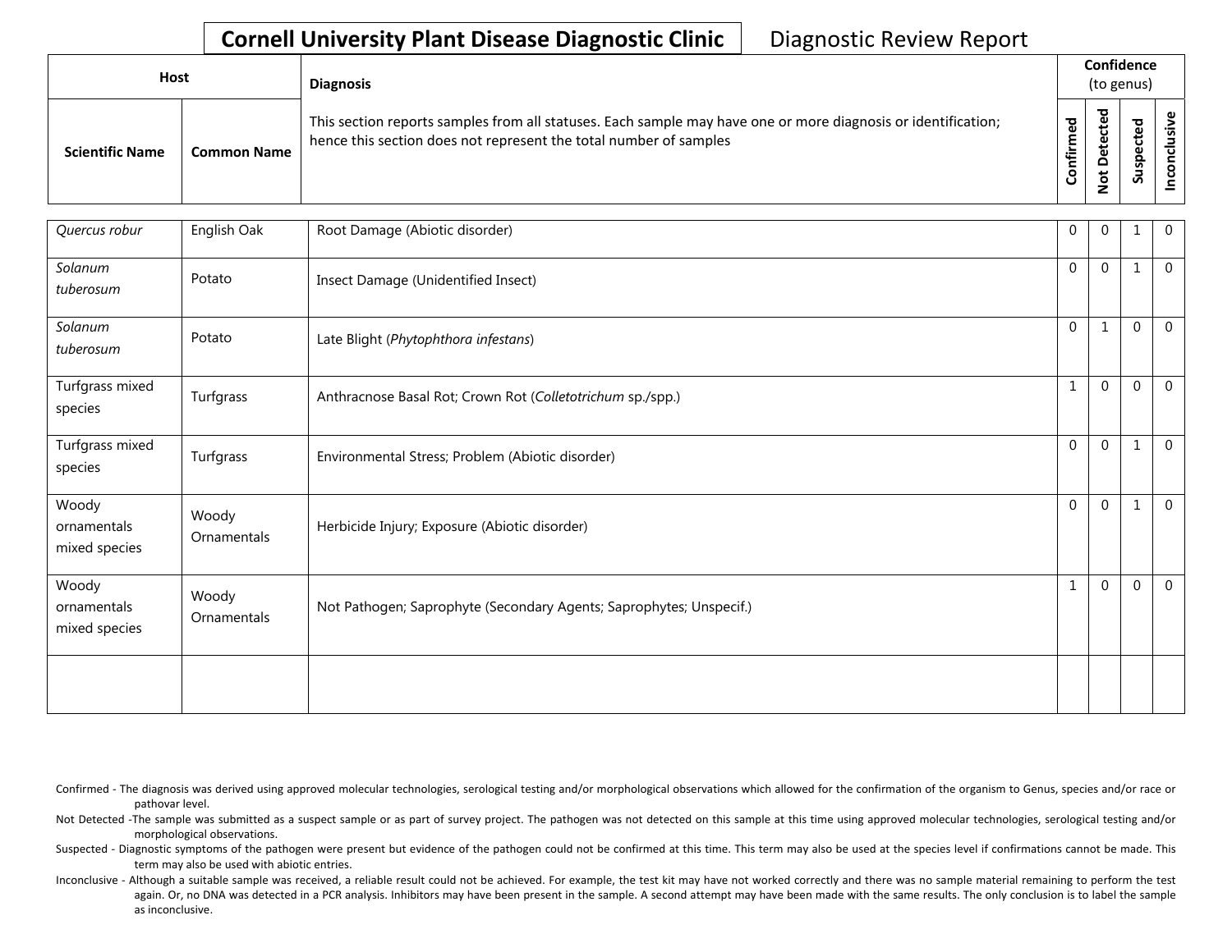**Cornell University Plant Disease Diagnostic Clinic** Diagnostic Review Report

| Host | | Diagnosis | Confidence (to genus) | | | |
|---|---|---|---|---|---|---|
| Scientific Name | Common Name | This section reports samples from all statuses. Each sample may have one or more diagnosis or identification; hence this section does not represent the total number of samples | Confirmed | Not Detected | Suspected | Inconclusive |
| *Quercus robur* | English Oak | Root Damage (Abiotic disorder) | 0 | 0 | 1 | 0 |
| *Solanum tuberosum* | Potato | Insect Damage (Unidentified Insect) | 0 | 0 | 1 | 0 |
| *Solanum tuberosum* | Potato | Late Blight (*Phytophthora infestans*) | 0 | 1 | 0 | 0 |
| Turfgrass mixed species | Turfgrass | Anthracnose Basal Rot; Crown Rot (*Colletotrichum* sp./spp.) | 1 | 0 | 0 | 0 |
| Turfgrass mixed species | Turfgrass | Environmental Stress; Problem (Abiotic disorder) | 0 | 0 | 1 | 0 |
| Woody ornamentals mixed species | Woody Ornamentals | Herbicide Injury; Exposure (Abiotic disorder) | 0 | 0 | 1 | 0 |
| Woody ornamentals mixed species | Woody Ornamentals | Not Pathogen; Saprophyte (Secondary Agents; Saprophytes; Unspecif.) | 1 | 0 | 0 | 0 |

Confirmed - The diagnosis was derived using approved molecular technologies, serological testing and/or morphological observations which allowed for the confirmation of the organism to Genus, species and/or race or pathovar level.

Not Detected -The sample was submitted as a suspect sample or as part of survey project. The pathogen was not detected on this sample at this time using approved molecular technologies, serological testing and/or morphological observations.

Suspected - Diagnostic symptoms of the pathogen were present but evidence of the pathogen could not be confirmed at this time. This term may also be used at the species level if confirmations cannot be made. This term may also be used with abiotic entries.

Inconclusive - Although a suitable sample was received, a reliable result could not be achieved. For example, the test kit may have not worked correctly and there was no sample material remaining to perform the test again. Or, no DNA was detected in a PCR analysis. Inhibitors may have been present in the sample. A second attempt may have been made with the same results. The only conclusion is to label the sample as inconclusive.